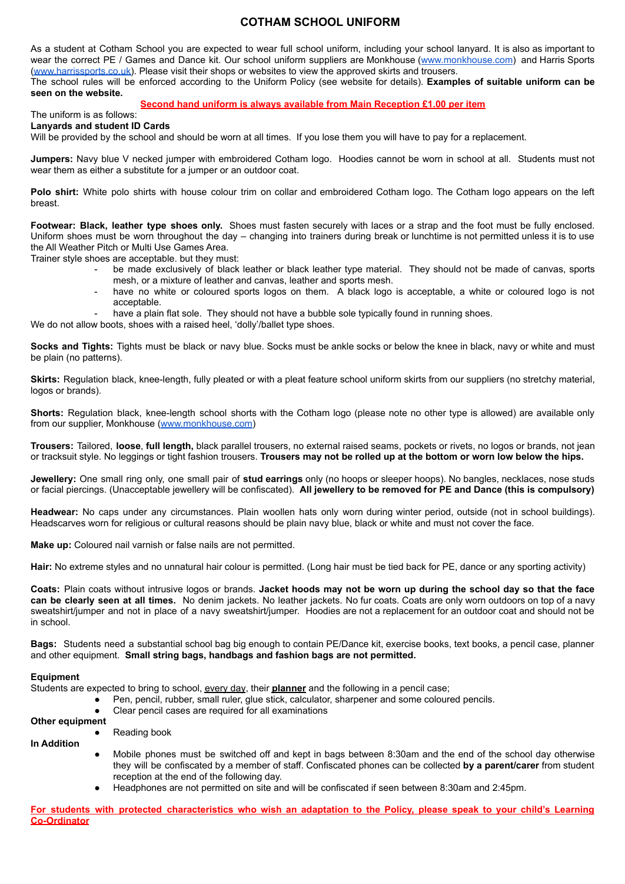# COTHAM SCHOOL UNIFORM

As a student at Cotham School you are expected to wear full school uniform, including your school lanyard. It is also as important to wear the correct PE / Games and Dance kit. Our school uniform suppliers are Monkhouse (www.monkhouse.com) and Harris Sports (www.harrissports.co.uk). Please visit their shops or websites to view the approved skirts and trousers.
The school rules will be enforced according to the Uniform Policy (see website for details). **Examples of suitable uniform can be seen on the website.**

**Second hand uniform is always available from Main Reception £1.00 per item**

The uniform is as follows:

**Lanyards and student ID Cards**
Will be provided by the school and should be worn at all times. If you lose them you will have to pay for a replacement.

**Jumpers:** Navy blue V necked jumper with embroidered Cotham logo. Hoodies cannot be worn in school at all. Students must not wear them as either a substitute for a jumper or an outdoor coat.

**Polo shirt:** White polo shirts with house colour trim on collar and embroidered Cotham logo. The Cotham logo appears on the left breast.

**Footwear: Black, leather type shoes only.** Shoes must fasten securely with laces or a strap and the foot must be fully enclosed. Uniform shoes must be worn throughout the day – changing into trainers during break or lunchtime is not permitted unless it is to use the All Weather Pitch or Multi Use Games Area.
Trainer style shoes are acceptable. but they must:

- be made exclusively of black leather or black leather type material. They should not be made of canvas, sports mesh, or a mixture of leather and canvas, leather and sports mesh.
- have no white or coloured sports logos on them. A black logo is acceptable, a white or coloured logo is not acceptable.
- have a plain flat sole. They should not have a bubble sole typically found in running shoes.

We do not allow boots, shoes with a raised heel, 'dolly'/ballet type shoes.

**Socks and Tights:** Tights must be black or navy blue. Socks must be ankle socks or below the knee in black, navy or white and must be plain (no patterns).

**Skirts:** Regulation black, knee-length, fully pleated or with a pleat feature school uniform skirts from our suppliers (no stretchy material, logos or brands).

**Shorts:** Regulation black, knee-length school shorts with the Cotham logo (please note no other type is allowed) are available only from our supplier, Monkhouse (www.monkhouse.com)

**Trousers:** Tailored, **loose**, **full length,** black parallel trousers, no external raised seams, pockets or rivets, no logos or brands, not jean or tracksuit style. No leggings or tight fashion trousers. **Trousers may not be rolled up at the bottom or worn low below the hips.**

**Jewellery:** One small ring only, one small pair of **stud earrings** only (no hoops or sleeper hoops). No bangles, necklaces, nose studs or facial piercings. (Unacceptable jewellery will be confiscated). **All jewellery to be removed for PE and Dance (this is compulsory)**

**Headwear:** No caps under any circumstances. Plain woollen hats only worn during winter period, outside (not in school buildings). Headscarves worn for religious or cultural reasons should be plain navy blue, black or white and must not cover the face.

**Make up:** Coloured nail varnish or false nails are not permitted.

**Hair:** No extreme styles and no unnatural hair colour is permitted. (Long hair must be tied back for PE, dance or any sporting activity)

**Coats:** Plain coats without intrusive logos or brands. **Jacket hoods may not be worn up during the school day so that the face can be clearly seen at all times.** No denim jackets. No leather jackets. No fur coats. Coats are only worn outdoors on top of a navy sweatshirt/jumper and not in place of a navy sweatshirt/jumper. Hoodies are not a replacement for an outdoor coat and should not be in school.

**Bags:** Students need a substantial school bag big enough to contain PE/Dance kit, exercise books, text books, a pencil case, planner and other equipment. **Small string bags, handbags and fashion bags are not permitted.**

**Equipment**
Students are expected to bring to school, every day, their **planner** and the following in a pencil case;

- Pen, pencil, rubber, small ruler, glue stick, calculator, sharpener and some coloured pencils.
- Clear pencil cases are required for all examinations

**Other equipment**

- Reading book

**In Addition**

- Mobile phones must be switched off and kept in bags between 8:30am and the end of the school day otherwise they will be confiscated by a member of staff. Confiscated phones can be collected **by a parent/carer** from student reception at the end of the following day.
- Headphones are not permitted on site and will be confiscated if seen between 8:30am and 2:45pm.

**For students with protected characteristics who wish an adaptation to the Policy, please speak to your child's Learning Co-Ordinator**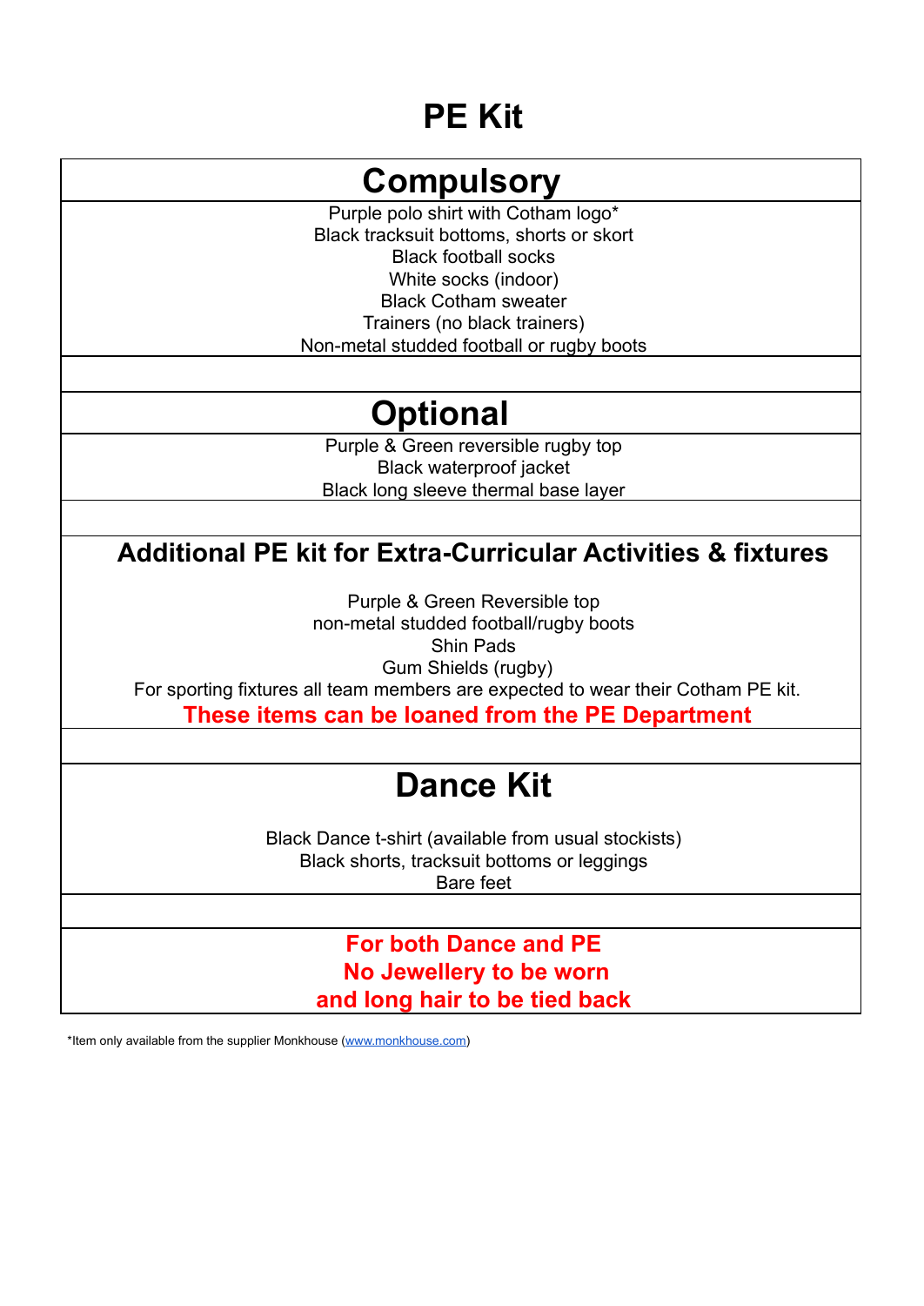# PE Kit

## Compulsory

Purple polo shirt with Cotham logo*
Black tracksuit bottoms, shorts or skort
Black football socks
White socks (indoor)
Black Cotham sweater
Trainers (no black trainers)
Non-metal studded football or rugby boots

## Optional

Purple & Green reversible rugby top
Black waterproof jacket
Black long sleeve thermal base layer

### Additional PE kit for Extra-Curricular Activities & fixtures

Purple & Green Reversible top
non-metal studded football/rugby boots
Shin Pads
Gum Shields (rugby)
For sporting fixtures all team members are expected to wear their Cotham PE kit.

**These items can be loaned from the PE Department**

## Dance Kit

Black Dance t-shirt (available from usual stockists)
Black shorts, tracksuit bottoms or leggings
Bare feet

**For both Dance and PE**
**No Jewellery to be worn**
**and long hair to be tied back**

*Item only available from the supplier Monkhouse (www.monkhouse.com)